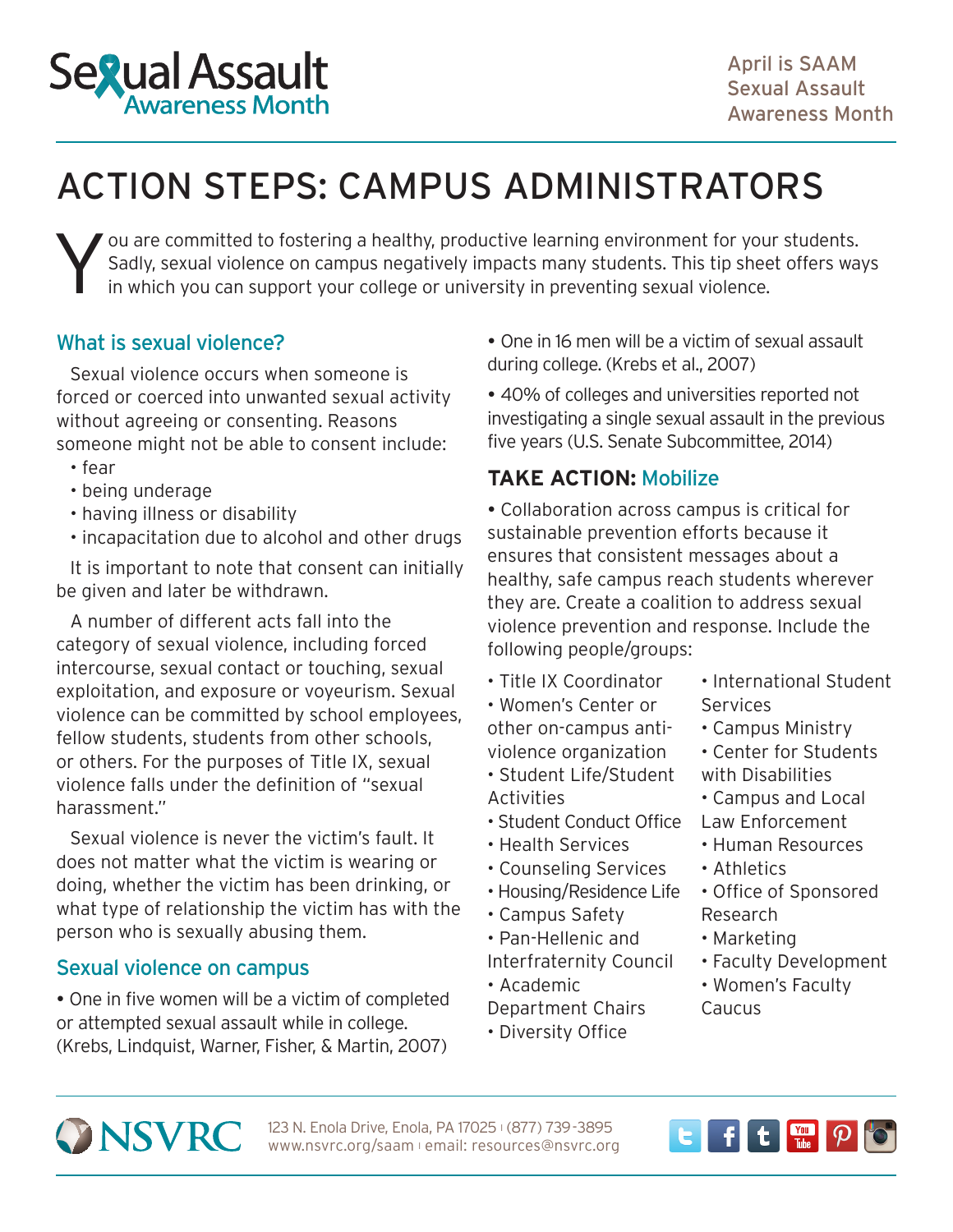Sexual Assault Awareness Month

April is SAAM Sexual Assault Awareness Month

# ACTION STEPS: CAMPUS ADMINISTRATORS

You are committed to fostering a healthy, productive learning environment for your students. Sadly, sexual violence on campus negatively impacts many students. This tip sheet offers ways in which you can support your college or university in preventing sexual violence.

## What is sexual violence?

Sexual violence occurs when someone is forced or coerced into unwanted sexual activity without agreeing or consenting. Reasons someone might not be able to consent include:

- fear
- being underage
- having illness or disability
- incapacitation due to alcohol and other drugs

It is important to note that consent can initially be given and later be withdrawn.

A number of different acts fall into the category of sexual violence, including forced intercourse, sexual contact or touching, sexual exploitation, and exposure or voyeurism. Sexual violence can be committed by school employees, fellow students, students from other schools, or others. For the purposes of Title IX, sexual violence falls under the definition of "sexual harassment."

Sexual violence is never the victim's fault. It does not matter what the victim is wearing or doing, whether the victim has been drinking, or what type of relationship the victim has with the person who is sexually abusing them.

## Sexual violence on campus

- One in five women will be a victim of completed or attempted sexual assault while in college. (Krebs, Lindquist, Warner, Fisher, & Martin, 2007)
- One in 16 men will be a victim of sexual assault during college. (Krebs et al., 2007)
- 40% of colleges and universities reported not investigating a single sexual assault in the previous five years (U.S. Senate Subcommittee, 2014)

## TAKE ACTION: Mobilize

- Collaboration across campus is critical for sustainable prevention efforts because it ensures that consistent messages about a healthy, safe campus reach students wherever they are. Create a coalition to address sexual violence prevention and response. Include the following people/groups:

- Title IX Coordinator
- Women's Center or other on-campus anti-violence organization
- Student Life/Student Activities
- Student Conduct Office
- Health Services
- Counseling Services
- Housing/Residence Life
- Campus Safety
- Pan-Hellenic and Interfraternity Council
- Academic Department Chairs
- Diversity Office
- International Student Services
- Campus Ministry
- Center for Students with Disabilities
- Campus and Local Law Enforcement
- Human Resources
- Athletics
- Office of Sponsored Research
- Marketing
- Faculty Development
- Women's Faculty Caucus

NSVRC 123 N. Enola Drive, Enola, PA 17025 | (877) 739-3895 www.nsvrc.org/saam | email: resources@nsvrc.org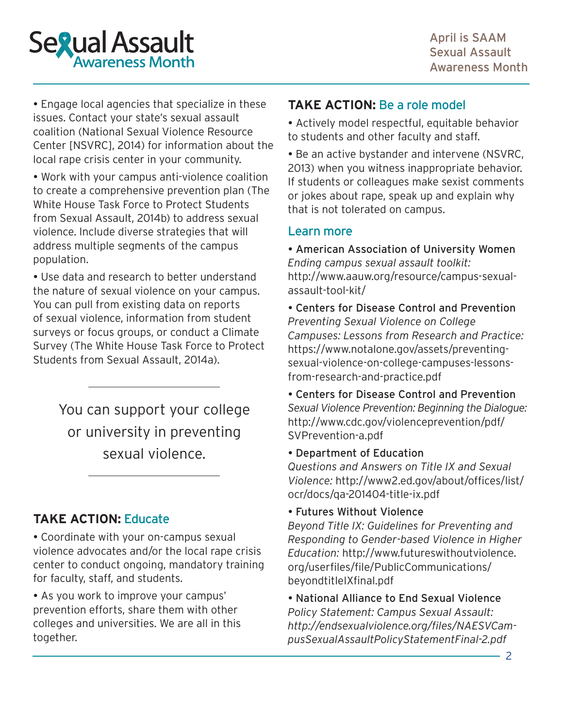- Engage local agencies that specialize in these issues. Contact your state's sexual assault coalition (National Sexual Violence Resource Center [NSVRC], 2014) for information about the local rape crisis center in your community.
- Work with your campus anti-violence coalition to create a comprehensive prevention plan (The White House Task Force to Protect Students from Sexual Assault, 2014b) to address sexual violence. Include diverse strategies that will address multiple segments of the campus population.
- Use data and research to better understand the nature of sexual violence on your campus. You can pull from existing data on reports of sexual violence, information from student surveys or focus groups, or conduct a Climate Survey (The White House Task Force to Protect Students from Sexual Assault, 2014a).

> You can support your college or university in preventing sexual violence.

## TAKE ACTION: Educate

- Coordinate with your on-campus sexual violence advocates and/or the local rape crisis center to conduct ongoing, mandatory training for faculty, staff, and students.
- As you work to improve your campus' prevention efforts, share them with other colleges and universities. We are all in this together.

## TAKE ACTION: Be a role model

- Actively model respectful, equitable behavior to students and other faculty and staff.
- Be an active bystander and intervene (NSVRC, 2013) when you witness inappropriate behavior. If students or colleagues make sexist comments or jokes about rape, speak up and explain why that is not tolerated on campus.

## Learn more

- American Association of University Women
  *Ending campus sexual assault toolkit:* http://www.aauw.org/resource/campus-sexual-assault-tool-kit/
- Centers for Disease Control and Prevention
  *Preventing Sexual Violence on College Campuses: Lessons from Research and Practice:* https://www.notalone.gov/assets/preventing-sexual-violence-on-college-campuses-lessons-from-research-and-practice.pdf
- Centers for Disease Control and Prevention
  *Sexual Violence Prevention: Beginning the Dialogue:* http://www.cdc.gov/violenceprevention/pdf/SVPrevention-a.pdf
- Department of Education
  *Questions and Answers on Title IX and Sexual Violence:* http://www2.ed.gov/about/offices/list/ocr/docs/qa-201404-title-ix.pdf
- Futures Without Violence
  *Beyond Title IX: Guidelines for Preventing and Responding to Gender-based Violence in Higher Education:* http://www.futureswithoutviolence.org/userfiles/file/PublicCommunications/beyondtitleIXfinal.pdf
- National Alliance to End Sexual Violence
  *Policy Statement: Campus Sexual Assault: http://endsexualviolence.org/files/NAESVCampusSexualAssaultPolicyStatementFinal-2.pdf*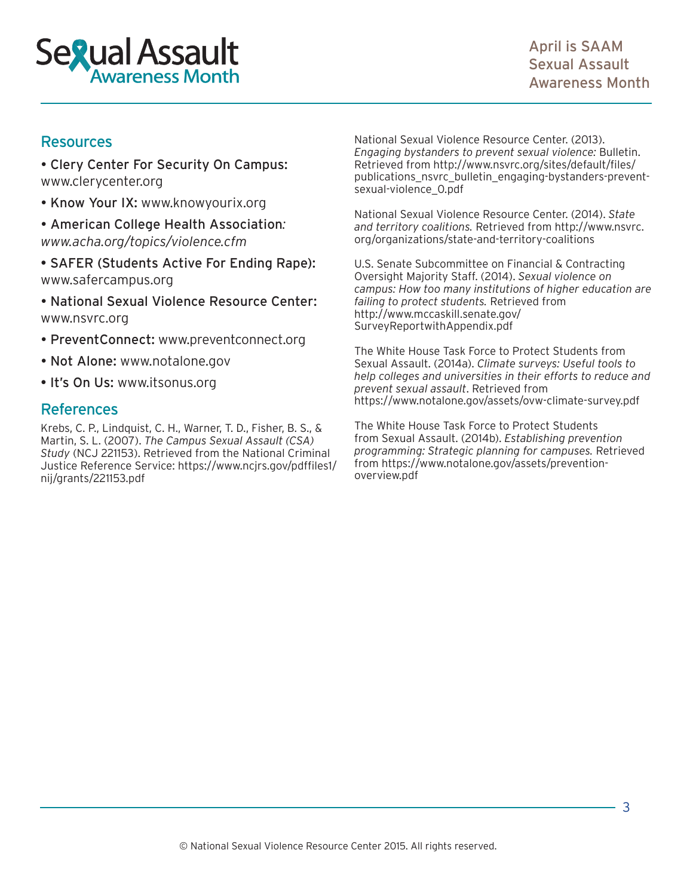## Resources

- **Clery Center For Security On Campus:** www.clerycenter.org
- **Know Your IX:** www.knowyourix.org
- **American College Health Association***:* *www.acha.org/topics/violence.cfm*
- **SAFER (Students Active For Ending Rape):** www.safercampus.org
- **National Sexual Violence Resource Center:** www.nsvrc.org
- **PreventConnect:** www.preventconnect.org
- **Not Alone:** www.notalone.gov
- **It's On Us:** www.itsonus.org

## References

Krebs, C. P., Lindquist, C. H., Warner, T. D., Fisher, B. S., & Martin, S. L. (2007). *The Campus Sexual Assault (CSA) Study* (NCJ 221153). Retrieved from the National Criminal Justice Reference Service: https://www.ncjrs.gov/pdffiles1/nij/grants/221153.pdf

National Sexual Violence Resource Center. (2013). *Engaging bystanders to prevent sexual violence:* Bulletin. Retrieved from http://www.nsvrc.org/sites/default/files/publications_nsvrc_bulletin_engaging-bystanders-prevent-sexual-violence_0.pdf

National Sexual Violence Resource Center. (2014). *State and territory coalitions.* Retrieved from http://www.nsvrc.org/organizations/state-and-territory-coalitions

U.S. Senate Subcommittee on Financial & Contracting Oversight Majority Staff. (2014). *Sexual violence on campus: How too many institutions of higher education are failing to protect students.* Retrieved from http://www.mccaskill.senate.gov/SurveyReportwithAppendix.pdf

The White House Task Force to Protect Students from Sexual Assault. (2014a). *Climate surveys: Useful tools to help colleges and universities in their efforts to reduce and prevent sexual assault*. Retrieved from https://www.notalone.gov/assets/ovw-climate-survey.pdf

The White House Task Force to Protect Students from Sexual Assault. (2014b). *Establishing prevention programming: Strategic planning for campuses.* Retrieved from https://www.notalone.gov/assets/prevention-overview.pdf

© National Sexual Violence Resource Center 2015. All rights reserved.